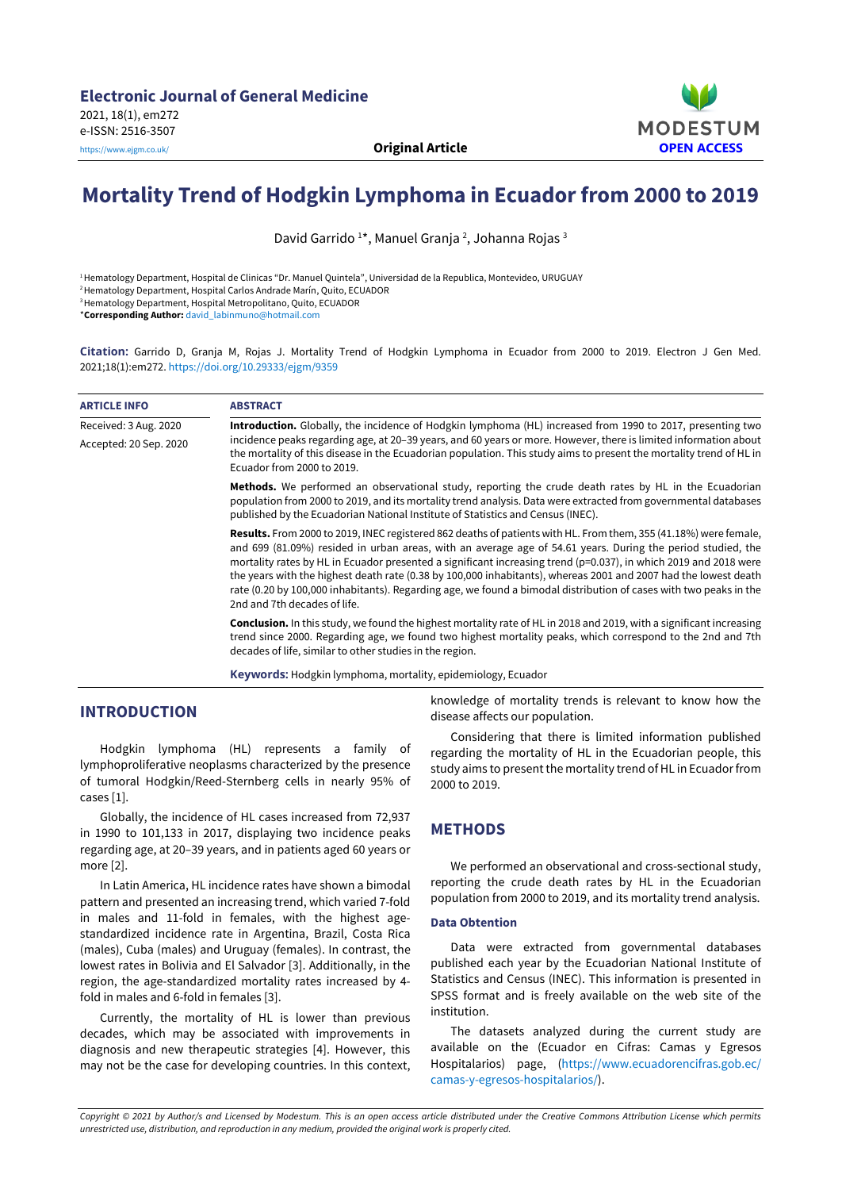# Mortality Trend of Hodgkin Lymphoma in Ecuador from 2000 to 2019

David Garrido [1]*, Manuel Granja [2], Johanna Rojas [3]

[1] Hematology Department, Hospital de Clinicas "Dr. Manuel Quintela", Universidad de la Republica, Montevideo, URUGUAY
[2] Hematology Department, Hospital Carlos Andrade Marín, Quito, ECUADOR
[3] Hematology Department, Hospital Metropolitano, Quito, ECUADOR
*Corresponding Author: david_labinmuno@hotmail.com

**Citation:** Garrido D, Granja M, Rojas J. Mortality Trend of Hodgkin Lymphoma in Ecuador from 2000 to 2019. Electron J Gen Med. 2021;18(1):em272. https://doi.org/10.29333/ejgm/9359

**ARTICLE INFO**

Received: 3 Aug. 2020
Accepted: 20 Sep. 2020

**ABSTRACT**

**Introduction.** Globally, the incidence of Hodgkin lymphoma (HL) increased from 1990 to 2017, presenting two incidence peaks regarding age, at 20–39 years, and 60 years or more. However, there is limited information about the mortality of this disease in the Ecuadorian population. This study aims to present the mortality trend of HL in Ecuador from 2000 to 2019.

**Methods.** We performed an observational study, reporting the crude death rates by HL in the Ecuadorian population from 2000 to 2019, and its mortality trend analysis. Data were extracted from governmental databases published by the Ecuadorian National Institute of Statistics and Census (INEC).

**Results.** From 2000 to 2019, INEC registered 862 deaths of patients with HL. From them, 355 (41.18%) were female, and 699 (81.09%) resided in urban areas, with an average age of 54.61 years. During the period studied, the mortality rates by HL in Ecuador presented a significant increasing trend (p=0.037), in which 2019 and 2018 were the years with the highest death rate (0.38 by 100,000 inhabitants), whereas 2001 and 2007 had the lowest death rate (0.20 by 100,000 inhabitants). Regarding age, we found a bimodal distribution of cases with two peaks in the 2nd and 7th decades of life.

**Conclusion.** In this study, we found the highest mortality rate of HL in 2018 and 2019, with a significant increasing trend since 2000. Regarding age, we found two highest mortality peaks, which correspond to the 2nd and 7th decades of life, similar to other studies in the region.

**Keywords:** Hodgkin lymphoma, mortality, epidemiology, Ecuador

## INTRODUCTION

Hodgkin lymphoma (HL) represents a family of lymphoproliferative neoplasms characterized by the presence of tumoral Hodgkin/Reed-Sternberg cells in nearly 95% of cases [1].

Globally, the incidence of HL cases increased from 72,937 in 1990 to 101,133 in 2017, displaying two incidence peaks regarding age, at 20–39 years, and in patients aged 60 years or more [2].

In Latin America, HL incidence rates have shown a bimodal pattern and presented an increasing trend, which varied 7-fold in males and 11-fold in females, with the highest age-standardized incidence rate in Argentina, Brazil, Costa Rica (males), Cuba (males) and Uruguay (females). In contrast, the lowest rates in Bolivia and El Salvador [3]. Additionally, in the region, the age-standardized mortality rates increased by 4-fold in males and 6-fold in females [3].

Currently, the mortality of HL is lower than previous decades, which may be associated with improvements in diagnosis and new therapeutic strategies [4]. However, this may not be the case for developing countries. In this context, knowledge of mortality trends is relevant to know how the disease affects our population.

Considering that there is limited information published regarding the mortality of HL in the Ecuadorian people, this study aims to present the mortality trend of HL in Ecuador from 2000 to 2019.

## METHODS

We performed an observational and cross-sectional study, reporting the crude death rates by HL in the Ecuadorian population from 2000 to 2019, and its mortality trend analysis.

### Data Obtention

Data were extracted from governmental databases published each year by the Ecuadorian National Institute of Statistics and Census (INEC). This information is presented in SPSS format and is freely available on the web site of the institution.

The datasets analyzed during the current study are available on the (Ecuador en Cifras: Camas y Egresos Hospitalarios) page, (https://www.ecuadorencifras.gob.ec/camas-y-egresos-hospitalarios/).

*Copyright © 2021 by Author/s and Licensed by Modestum. This is an open access article distributed under the Creative Commons Attribution License which permits unrestricted use, distribution, and reproduction in any medium, provided the original work is properly cited.*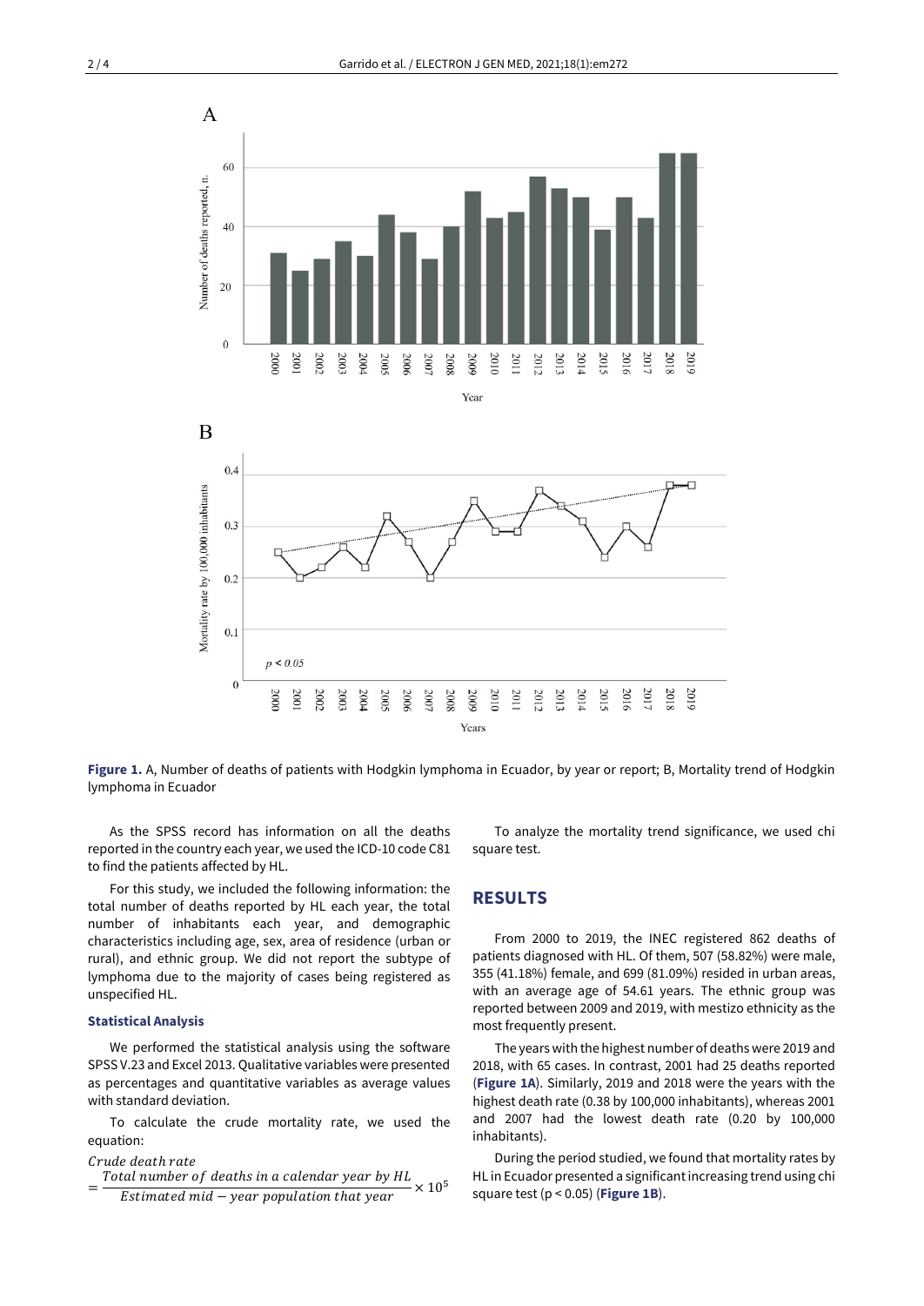Figure 1. A, Number of deaths of patients with Hodgkin lymphoma in Ecuador, by year or report; B, Mortality trend of Hodgkin lymphoma in Ecuador

As the SPSS record has information on all the deaths reported in the country each year, we used the ICD-10 code C81 to find the patients affected by HL.

For this study, we included the following information: the total number of deaths reported by HL each year, the total number of inhabitants each year, and demographic characteristics including age, sex, area of residence (urban or rural), and ethnic group. We did not report the subtype of lymphoma due to the majority of cases being registered as unspecified HL.

### Statistical Analysis

We performed the statistical analysis using the software SPSS V.23 and Excel 2013. Qualitative variables were presented as percentages and quantitative variables as average values with standard deviation.

To calculate the crude mortality rate, we used the equation:

$$Crude\ death\ rate = \frac{Total\ number\ of\ deaths\ in\ a\ calendar\ year\ by\ HL}{Estimated\ mid-year\ population\ that\ year} \times 10^5$$

To analyze the mortality trend significance, we used chi square test.

## RESULTS

From 2000 to 2019, the INEC registered 862 deaths of patients diagnosed with HL. Of them, 507 (58.82%) were male, 355 (41.18%) female, and 699 (81.09%) resided in urban areas, with an average age of 54.61 years. The ethnic group was reported between 2009 and 2019, with mestizo ethnicity as the most frequently present.

The years with the highest number of deaths were 2019 and 2018, with 65 cases. In contrast, 2001 had 25 deaths reported (**Figure 1A**). Similarly, 2019 and 2018 were the years with the highest death rate (0.38 by 100,000 inhabitants), whereas 2001 and 2007 had the lowest death rate (0.20 by 100,000 inhabitants).

During the period studied, we found that mortality rates by HL in Ecuador presented a significant increasing trend using chi square test ($p < 0.05$) (**Figure 1B**).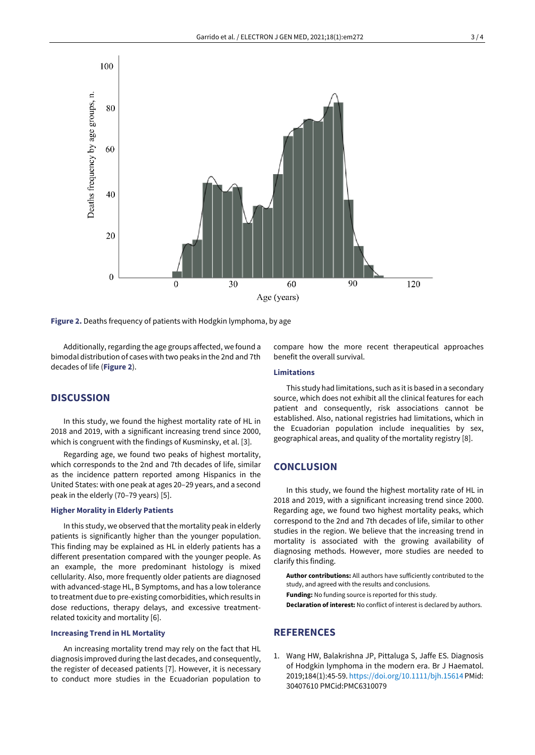Figure 2. Deaths frequency of patients with Hodgkin lymphoma, by age

Additionally, regarding the age groups affected, we found a bimodal distribution of cases with two peaks in the 2nd and 7th decades of life (**Figure 2**).

## DISCUSSION

In this study, we found the highest mortality rate of HL in 2018 and 2019, with a significant increasing trend since 2000, which is congruent with the findings of Kusminsky, et al. [3].

Regarding age, we found two peaks of highest mortality, which corresponds to the 2nd and 7th decades of life, similar as the incidence pattern reported among Hispanics in the United States: with one peak at ages 20–29 years, and a second peak in the elderly (70–79 years) [5].

### Higher Morality in Elderly Patients

In this study, we observed that the mortality peak in elderly patients is significantly higher than the younger population. This finding may be explained as HL in elderly patients has a different presentation compared with the younger people. As an example, the more predominant histology is mixed cellularity. Also, more frequently older patients are diagnosed with advanced-stage HL, B Symptoms, and has a low tolerance to treatment due to pre-existing comorbidities, which results in dose reductions, therapy delays, and excessive treatment-related toxicity and mortality [6].

### Increasing Trend in HL Mortality

An increasing mortality trend may rely on the fact that HL diagnosis improved during the last decades, and consequently, the register of deceased patients [7]. However, it is necessary to conduct more studies in the Ecuadorian population to compare how the more recent therapeutical approaches benefit the overall survival.

### Limitations

This study had limitations, such as it is based in a secondary source, which does not exhibit all the clinical features for each patient and consequently, risk associations cannot be established. Also, national registries had limitations, which in the Ecuadorian population include inequalities by sex, geographical areas, and quality of the mortality registry [8].

## CONCLUSION

In this study, we found the highest mortality rate of HL in 2018 and 2019, with a significant increasing trend since 2000. Regarding age, we found two highest mortality peaks, which correspond to the 2nd and 7th decades of life, similar to other studies in the region. We believe that the increasing trend in mortality is associated with the growing availability of diagnosing methods. However, more studies are needed to clarify this finding.

**Author contributions:** All authors have sufficiently contributed to the study, and agreed with the results and conclusions.

**Funding:** No funding source is reported for this study.

**Declaration of interest:** No conflict of interest is declared by authors.

## REFERENCES

1. Wang HW, Balakrishna JP, Pittaluga S, Jaffe ES. Diagnosis of Hodgkin lymphoma in the modern era. Br J Haematol. 2019;184(1):45-59. https://doi.org/10.1111/bjh.15614 PMid:30407610 PMCid:PMC6310079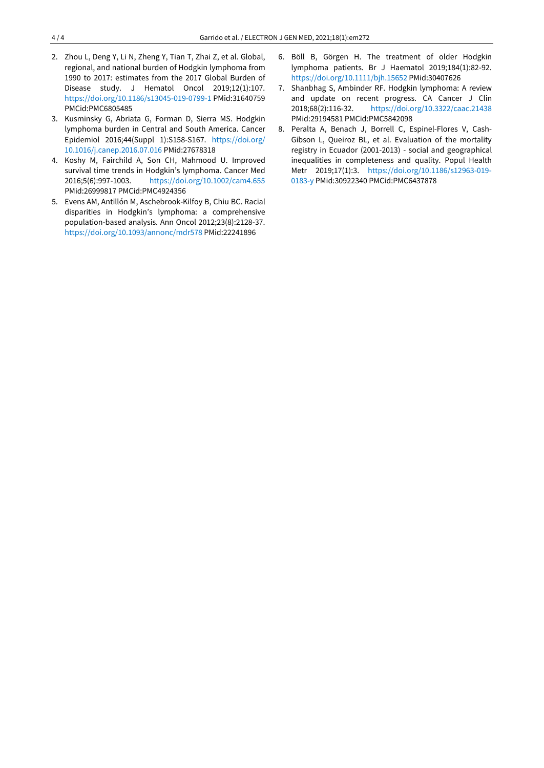2. Zhou L, Deng Y, Li N, Zheng Y, Tian T, Zhai Z, et al. Global, regional, and national burden of Hodgkin lymphoma from 1990 to 2017: estimates from the 2017 Global Burden of Disease study. J Hematol Oncol 2019;12(1):107. https://doi.org/10.1186/s13045-019-0799-1 PMid:31640759 PMCid:PMC6805485
3. Kusminsky G, Abriata G, Forman D, Sierra MS. Hodgkin lymphoma burden in Central and South America. Cancer Epidemiol 2016;44(Suppl 1):S158-S167. https://doi.org/10.1016/j.canep.2016.07.016 PMid:27678318
4. Koshy M, Fairchild A, Son CH, Mahmood U. Improved survival time trends in Hodgkin's lymphoma. Cancer Med 2016;5(6):997-1003. https://doi.org/10.1002/cam4.655 PMid:26999817 PMCid:PMC4924356
5. Evens AM, Antillón M, Aschebrook-Kilfoy B, Chiu BC. Racial disparities in Hodgkin's lymphoma: a comprehensive population-based analysis. Ann Oncol 2012;23(8):2128-37. https://doi.org/10.1093/annonc/mdr578 PMid:22241896
6. Böll B, Görgen H. The treatment of older Hodgkin lymphoma patients. Br J Haematol 2019;184(1):82-92. https://doi.org/10.1111/bjh.15652 PMid:30407626
7. Shanbhag S, Ambinder RF. Hodgkin lymphoma: A review and update on recent progress. CA Cancer J Clin 2018;68(2):116-32. https://doi.org/10.3322/caac.21438 PMid:29194581 PMCid:PMC5842098
8. Peralta A, Benach J, Borrell C, Espinel-Flores V, Cash-Gibson L, Queiroz BL, et al. Evaluation of the mortality registry in Ecuador (2001-2013) - social and geographical inequalities in completeness and quality. Popul Health Metr 2019;17(1):3. https://doi.org/10.1186/s12963-019-0183-y PMid:30922340 PMCid:PMC6437878